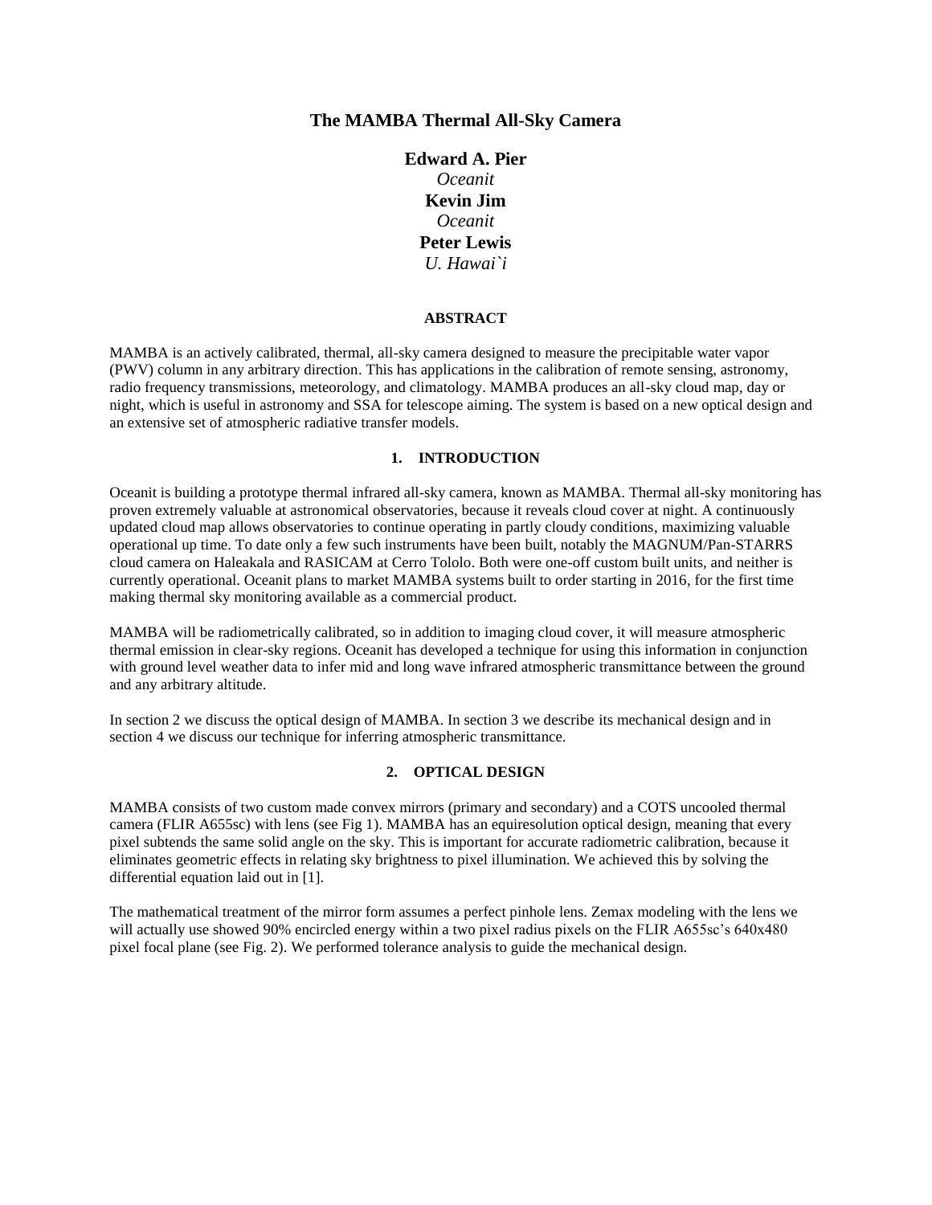# The MAMBA Thermal All-Sky Camera

**Edward A. Pier**
*Oceanit*
**Kevin Jim**
*Oceanit*
**Peter Lewis**
*U. Hawai`i*

### ABSTRACT

MAMBA is an actively calibrated, thermal, all-sky camera designed to measure the precipitable water vapor (PWV) column in any arbitrary direction. This has applications in the calibration of remote sensing, astronomy, radio frequency transmissions, meteorology, and climatology. MAMBA produces an all-sky cloud map, day or night, which is useful in astronomy and SSA for telescope aiming. The system is based on a new optical design and an extensive set of atmospheric radiative transfer models.

## 1. INTRODUCTION

Oceanit is building a prototype thermal infrared all-sky camera, known as MAMBA. Thermal all-sky monitoring has proven extremely valuable at astronomical observatories, because it reveals cloud cover at night. A continuously updated cloud map allows observatories to continue operating in partly cloudy conditions, maximizing valuable operational up time. To date only a few such instruments have been built, notably the MAGNUM/Pan-STARRS cloud camera on Haleakala and RASICAM at Cerro Tololo. Both were one-off custom built units, and neither is currently operational. Oceanit plans to market MAMBA systems built to order starting in 2016, for the first time making thermal sky monitoring available as a commercial product.

MAMBA will be radiometrically calibrated, so in addition to imaging cloud cover, it will measure atmospheric thermal emission in clear-sky regions. Oceanit has developed a technique for using this information in conjunction with ground level weather data to infer mid and long wave infrared atmospheric transmittance between the ground and any arbitrary altitude.

In section 2 we discuss the optical design of MAMBA. In section 3 we describe its mechanical design and in section 4 we discuss our technique for inferring atmospheric transmittance.

## 2. OPTICAL DESIGN

MAMBA consists of two custom made convex mirrors (primary and secondary) and a COTS uncooled thermal camera (FLIR A655sc) with lens (see Fig 1). MAMBA has an equiresolution optical design, meaning that every pixel subtends the same solid angle on the sky. This is important for accurate radiometric calibration, because it eliminates geometric effects in relating sky brightness to pixel illumination. We achieved this by solving the differential equation laid out in [1].

The mathematical treatment of the mirror form assumes a perfect pinhole lens. Zemax modeling with the lens we will actually use showed 90% encircled energy within a two pixel radius pixels on the FLIR A655sc's 640x480 pixel focal plane (see Fig. 2). We performed tolerance analysis to guide the mechanical design.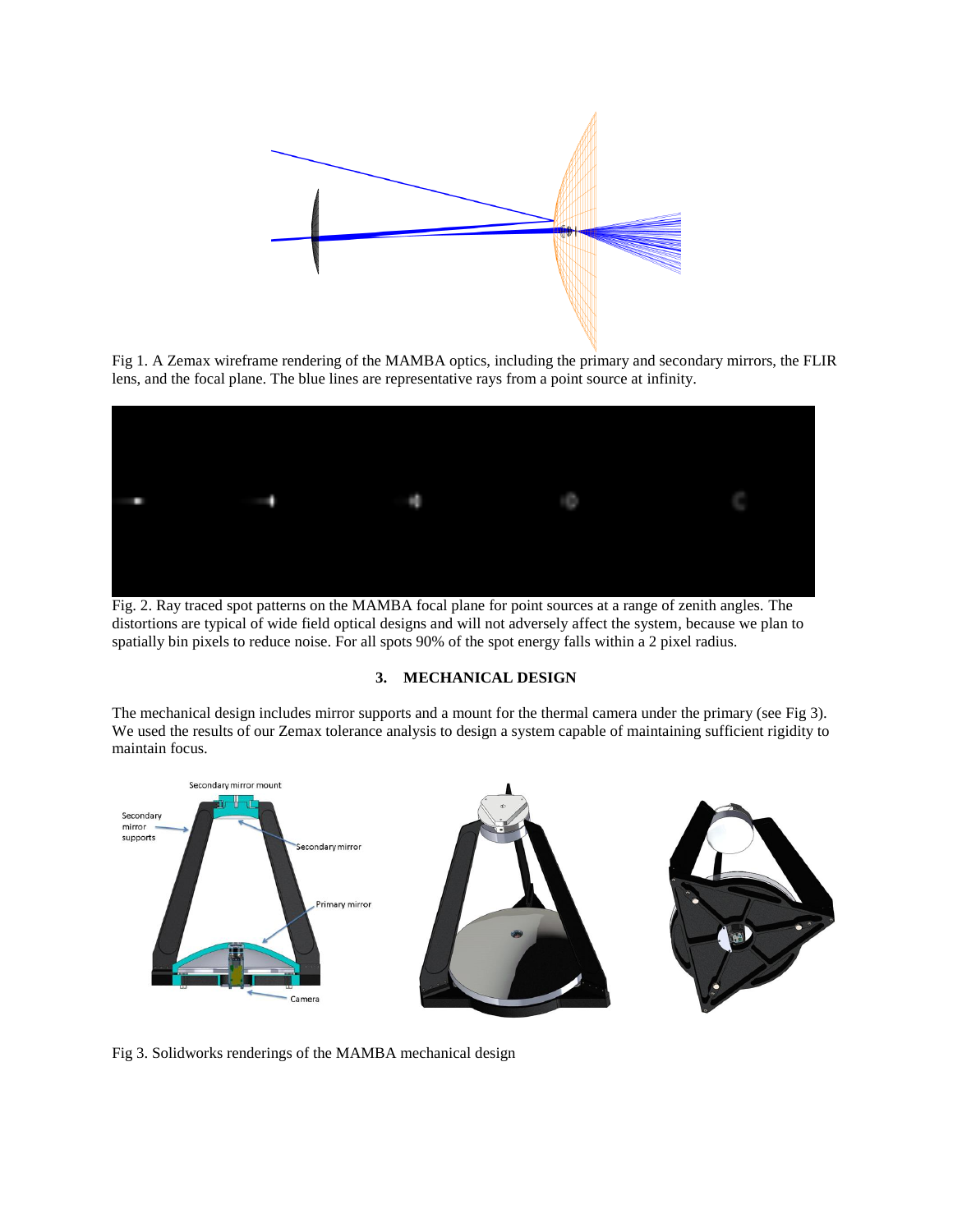Fig 1. A Zemax wireframe rendering of the MAMBA optics, including the primary and secondary mirrors, the FLIR lens, and the focal plane. The blue lines are representative rays from a point source at infinity.

Fig. 2. Ray traced spot patterns on the MAMBA focal plane for point sources at a range of zenith angles. The distortions are typical of wide field optical designs and will not adversely affect the system, because we plan to spatially bin pixels to reduce noise. For all spots 90% of the spot energy falls within a 2 pixel radius.

## 3. MECHANICAL DESIGN

The mechanical design includes mirror supports and a mount for the thermal camera under the primary (see Fig 3). We used the results of our Zemax tolerance analysis to design a system capable of maintaining sufficient rigidity to maintain focus.

Fig 3. Solidworks renderings of the MAMBA mechanical design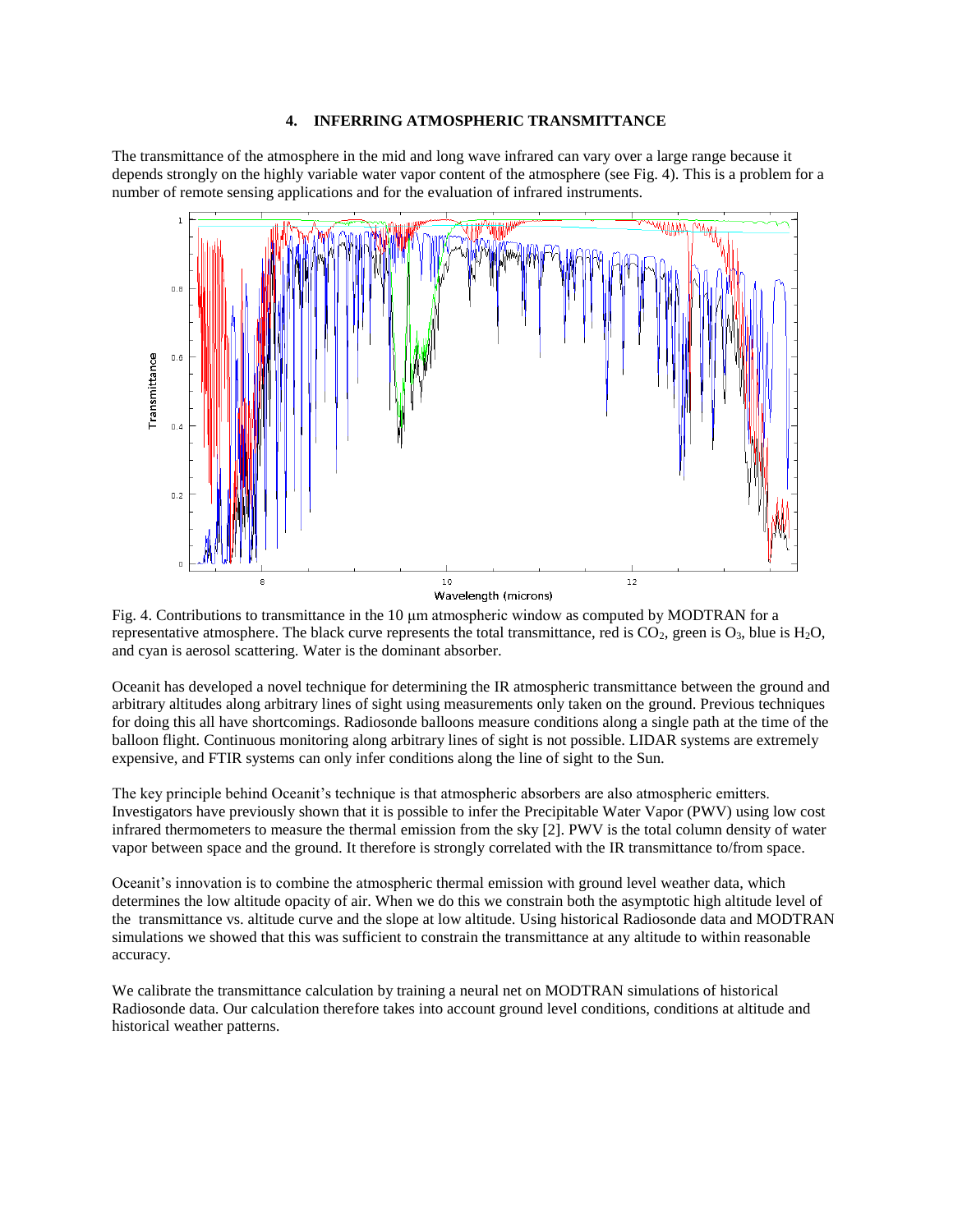## 4. INFERRING ATMOSPHERIC TRANSMITTANCE

The transmittance of the atmosphere in the mid and long wave infrared can vary over a large range because it depends strongly on the highly variable water vapor content of the atmosphere (see Fig. 4). This is a problem for a number of remote sensing applications and for the evaluation of infrared instruments.

Fig. 4. Contributions to transmittance in the 10 μm atmospheric window as computed by MODTRAN for a representative atmosphere. The black curve represents the total transmittance, red is $CO_2$, green is $O_3$, blue is $H_2O$, and cyan is aerosol scattering. Water is the dominant absorber.

Oceanit has developed a novel technique for determining the IR atmospheric transmittance between the ground and arbitrary altitudes along arbitrary lines of sight using measurements only taken on the ground. Previous techniques for doing this all have shortcomings. Radiosonde balloons measure conditions along a single path at the time of the balloon flight. Continuous monitoring along arbitrary lines of sight is not possible. LIDAR systems are extremely expensive, and FTIR systems can only infer conditions along the line of sight to the Sun.

The key principle behind Oceanit's technique is that atmospheric absorbers are also atmospheric emitters. Investigators have previously shown that it is possible to infer the Precipitable Water Vapor (PWV) using low cost infrared thermometers to measure the thermal emission from the sky [2]. PWV is the total column density of water vapor between space and the ground. It therefore is strongly correlated with the IR transmittance to/from space.

Oceanit's innovation is to combine the atmospheric thermal emission with ground level weather data, which determines the low altitude opacity of air. When we do this we constrain both the asymptotic high altitude level of the transmittance vs. altitude curve and the slope at low altitude. Using historical Radiosonde data and MODTRAN simulations we showed that this was sufficient to constrain the transmittance at any altitude to within reasonable accuracy.

We calibrate the transmittance calculation by training a neural net on MODTRAN simulations of historical Radiosonde data. Our calculation therefore takes into account ground level conditions, conditions at altitude and historical weather patterns.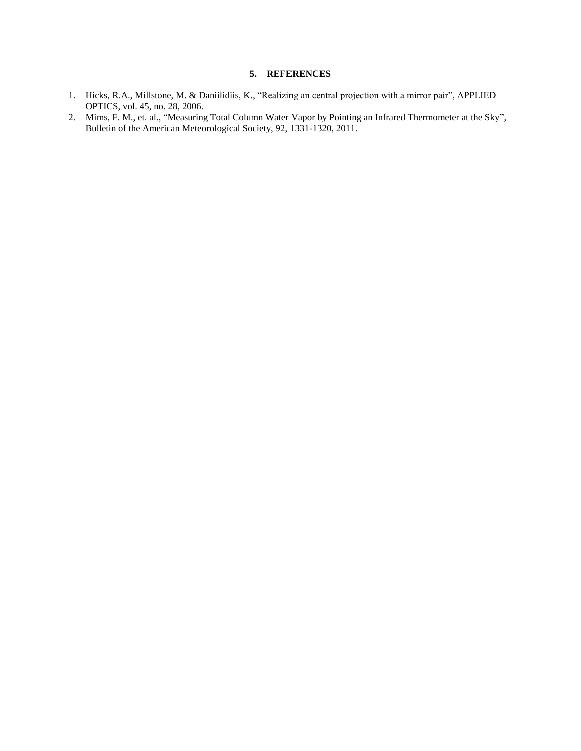## 5. REFERENCES

1. Hicks, R.A., Millstone, M. & Daniilidiis, K., “Realizing an central projection with a mirror pair”, APPLIED OPTICS, vol. 45, no. 28, 2006.
2. Mims, F. M., et. al., “Measuring Total Column Water Vapor by Pointing an Infrared Thermometer at the Sky”, Bulletin of the American Meteorological Society, 92, 1331-1320, 2011.